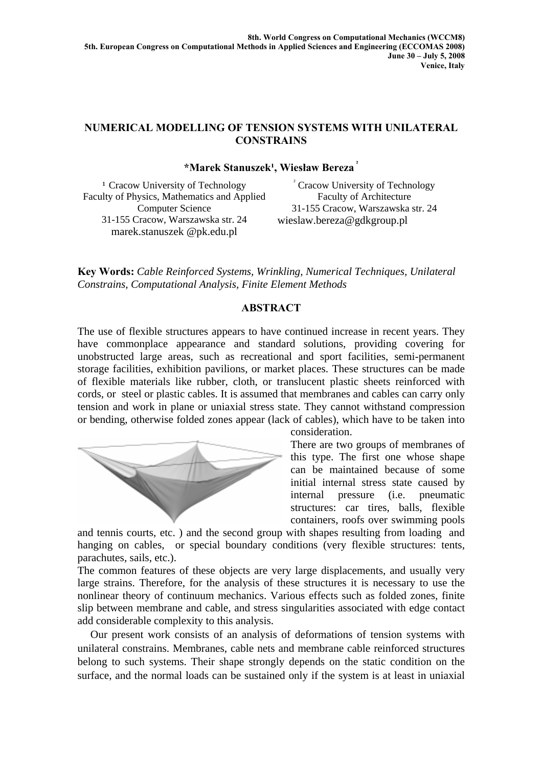# NUMERICAL MODELLING OF TENSION SYSTEMS WITH UNILATERAL CONSTRAINS

**\*Marek Stanuszek[1], Wiesław Bereza[2]**

[1] Cracow University of Technology
Faculty of Physics, Mathematics and Applied Computer Science
31-155 Cracow, Warszawska str. 24
marek.stanuszek @pk.edu.pl

[2] Cracow University of Technology
Faculty of Architecture
31-155 Cracow, Warszawska str. 24
wieslaw.bereza@gdkgroup.pl

**Key Words:** *Cable Reinforced Systems, Wrinkling, Numerical Techniques, Unilateral Constrains, Computational Analysis, Finite Element Methods*

## ABSTRACT

The use of flexible structures appears to have continued increase in recent years. They have commonplace appearance and standard solutions, providing covering for unobstructed large areas, such as recreational and sport facilities, semi-permanent storage facilities, exhibition pavilions, or market places. These structures can be made of flexible materials like rubber, cloth, or translucent plastic sheets reinforced with cords, or steel or plastic cables. It is assumed that membranes and cables can carry only tension and work in plane or uniaxial stress state. They cannot withstand compression or bending, otherwise folded zones appear (lack of cables), which have to be taken into consideration.

There are two groups of membranes of this type. The first one whose shape can be maintained because of some initial internal stress state caused by internal pressure (i.e. pneumatic structures: car tires, balls, flexible containers, roofs over swimming pools and tennis courts, etc. ) and the second group with shapes resulting from loading and hanging on cables, or special boundary conditions (very flexible structures: tents, parachutes, sails, etc.).

The common features of these objects are very large displacements, and usually very large strains. Therefore, for the analysis of these structures it is necessary to use the nonlinear theory of continuum mechanics. Various effects such as folded zones, finite slip between membrane and cable, and stress singularities associated with edge contact add considerable complexity to this analysis.

Our present work consists of an analysis of deformations of tension systems with unilateral constrains. Membranes, cable nets and membrane cable reinforced structures belong to such systems. Their shape strongly depends on the static condition on the surface, and the normal loads can be sustained only if the system is at least in uniaxial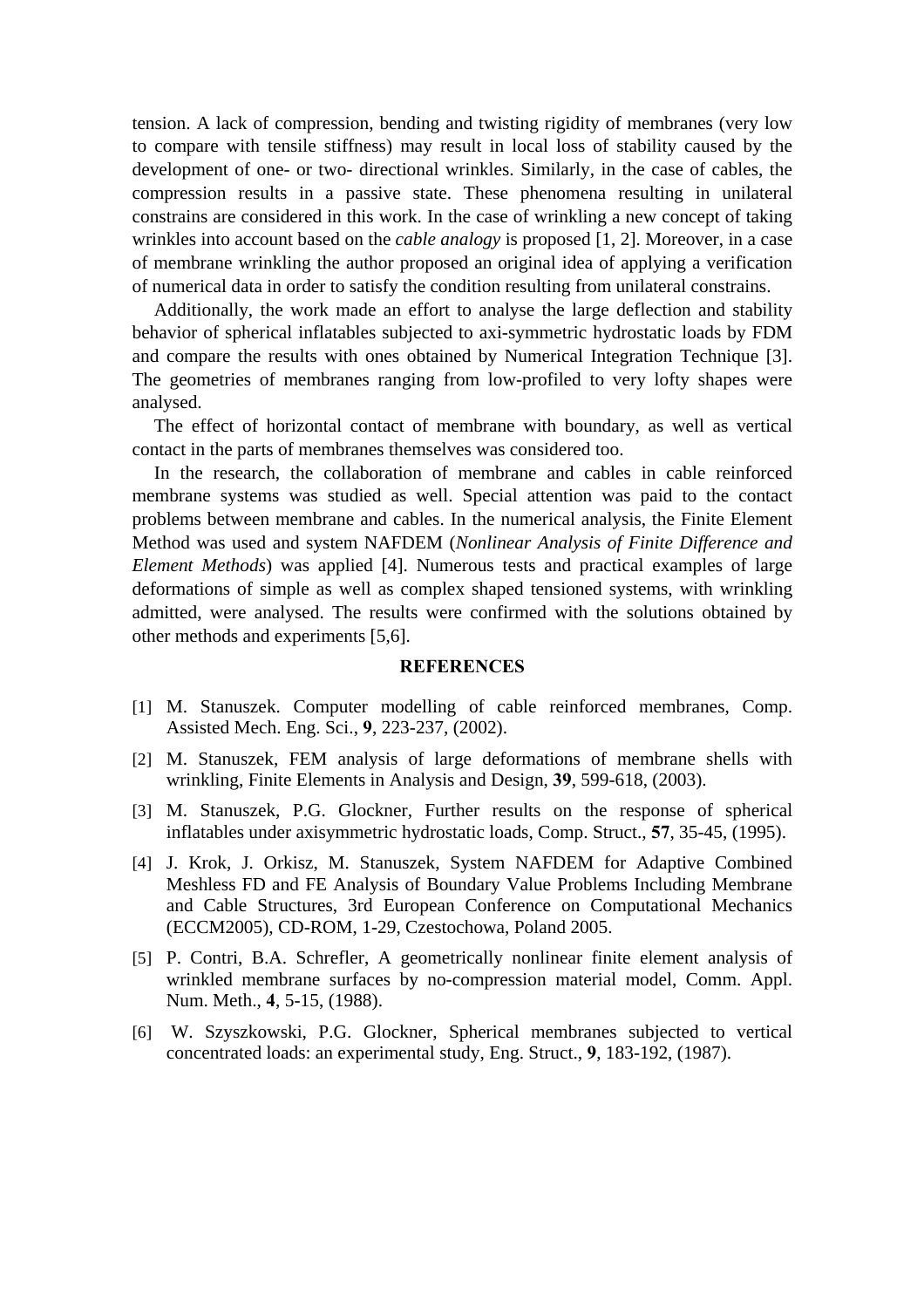tension. A lack of compression, bending and twisting rigidity of membranes (very low to compare with tensile stiffness) may result in local loss of stability caused by the development of one- or two- directional wrinkles. Similarly, in the case of cables, the compression results in a passive state. These phenomena resulting in unilateral constrains are considered in this work. In the case of wrinkling a new concept of taking wrinkles into account based on the *cable analogy* is proposed [1, 2]. Moreover, in a case of membrane wrinkling the author proposed an original idea of applying a verification of numerical data in order to satisfy the condition resulting from unilateral constrains.

Additionally, the work made an effort to analyse the large deflection and stability behavior of spherical inflatables subjected to axi-symmetric hydrostatic loads by FDM and compare the results with ones obtained by Numerical Integration Technique [3]. The geometries of membranes ranging from low-profiled to very lofty shapes were analysed.

The effect of horizontal contact of membrane with boundary, as well as vertical contact in the parts of membranes themselves was considered too.

In the research, the collaboration of membrane and cables in cable reinforced membrane systems was studied as well. Special attention was paid to the contact problems between membrane and cables. In the numerical analysis, the Finite Element Method was used and system NAFDEM (*Nonlinear Analysis of Finite Difference and Element Methods*) was applied [4]. Numerous tests and practical examples of large deformations of simple as well as complex shaped tensioned systems, with wrinkling admitted, were analysed. The results were confirmed with the solutions obtained by other methods and experiments [5,6].

## REFERENCES

[1] M. Stanuszek. Computer modelling of cable reinforced membranes, Comp. Assisted Mech. Eng. Sci., **9**, 223-237, (2002).

[2] M. Stanuszek, FEM analysis of large deformations of membrane shells with wrinkling, Finite Elements in Analysis and Design, **39**, 599-618, (2003).

[3] M. Stanuszek, P.G. Glockner, Further results on the response of spherical inflatables under axisymmetric hydrostatic loads, Comp. Struct., **57**, 35-45, (1995).

[4] J. Krok, J. Orkisz, M. Stanuszek, System NAFDEM for Adaptive Combined Meshless FD and FE Analysis of Boundary Value Problems Including Membrane and Cable Structures, 3rd European Conference on Computational Mechanics (ECCM2005), CD-ROM, 1-29, Czestochowa, Poland 2005.

[5] P. Contri, B.A. Schrefler, A geometrically nonlinear finite element analysis of wrinkled membrane surfaces by no-compression material model, Comm. Appl. Num. Meth., **4**, 5-15, (1988).

[6] W. Szyszkowski, P.G. Glockner, Spherical membranes subjected to vertical concentrated loads: an experimental study, Eng. Struct., **9**, 183-192, (1987).